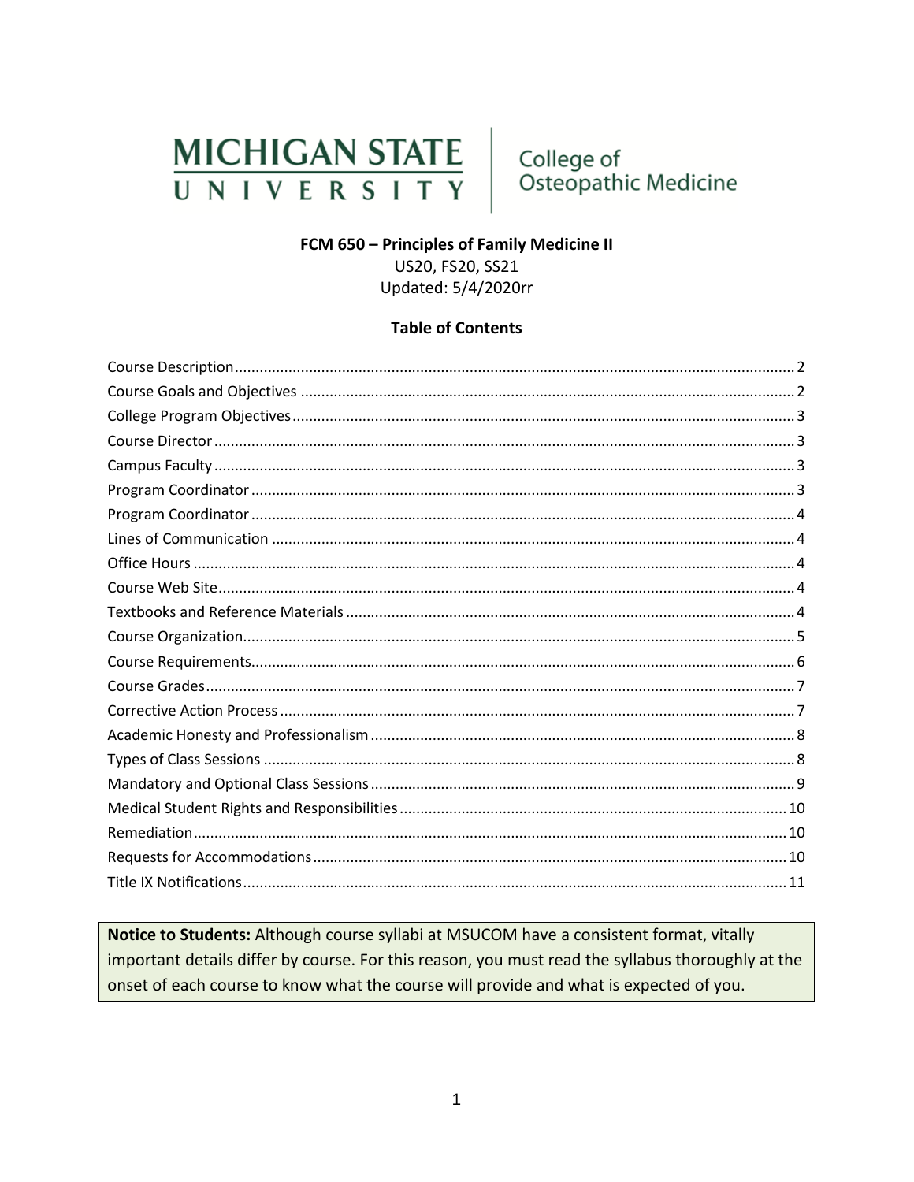MICHIGAN STATE UNIVERSITY | College of Osteopathic Medicine

# FCM 650 – Principles of Family Medicine II

US20, FS20, SS21

Updated: 5/4/2020rr

## Table of Contents

- Course Description ..... 2
- Course Goals and Objectives ..... 2
- College Program Objectives ..... 3
- Course Director ..... 3
- Campus Faculty ..... 3
- Program Coordinator ..... 3
- Program Coordinator ..... 4
- Lines of Communication ..... 4
- Office Hours ..... 4
- Course Web Site ..... 4
- Textbooks and Reference Materials ..... 4
- Course Organization ..... 5
- Course Requirements ..... 6
- Course Grades ..... 7
- Corrective Action Process ..... 7
- Academic Honesty and Professionalism ..... 8
- Types of Class Sessions ..... 8
- Mandatory and Optional Class Sessions ..... 9
- Medical Student Rights and Responsibilities ..... 10
- Remediation ..... 10
- Requests for Accommodations ..... 10
- Title IX Notifications ..... 11

> **Notice to Students:** Although course syllabi at MSUCOM have a consistent format, vitally important details differ by course. For this reason, you must read the syllabus thoroughly at the onset of each course to know what the course will provide and what is expected of you.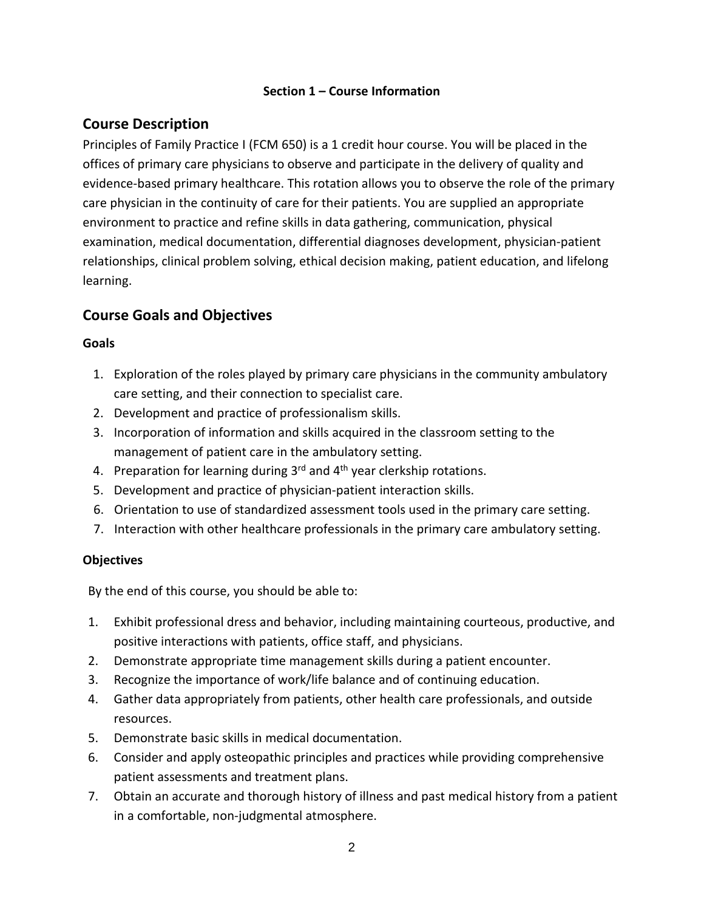**Section 1 – Course Information**

## Course Description

Principles of Family Practice I (FCM 650) is a 1 credit hour course. You will be placed in the offices of primary care physicians to observe and participate in the delivery of quality and evidence-based primary healthcare. This rotation allows you to observe the role of the primary care physician in the continuity of care for their patients. You are supplied an appropriate environment to practice and refine skills in data gathering, communication, physical examination, medical documentation, differential diagnoses development, physician-patient relationships, clinical problem solving, ethical decision making, patient education, and lifelong learning.

## Course Goals and Objectives

### Goals

1. Exploration of the roles played by primary care physicians in the community ambulatory care setting, and their connection to specialist care.
2. Development and practice of professionalism skills.
3. Incorporation of information and skills acquired in the classroom setting to the management of patient care in the ambulatory setting.
4. Preparation for learning during 3rd and 4th year clerkship rotations.
5. Development and practice of physician-patient interaction skills.
6. Orientation to use of standardized assessment tools used in the primary care setting.
7. Interaction with other healthcare professionals in the primary care ambulatory setting.

### Objectives

By the end of this course, you should be able to:

1. Exhibit professional dress and behavior, including maintaining courteous, productive, and positive interactions with patients, office staff, and physicians.
2. Demonstrate appropriate time management skills during a patient encounter.
3. Recognize the importance of work/life balance and of continuing education.
4. Gather data appropriately from patients, other health care professionals, and outside resources.
5. Demonstrate basic skills in medical documentation.
6. Consider and apply osteopathic principles and practices while providing comprehensive patient assessments and treatment plans.
7. Obtain an accurate and thorough history of illness and past medical history from a patient in a comfortable, non-judgmental atmosphere.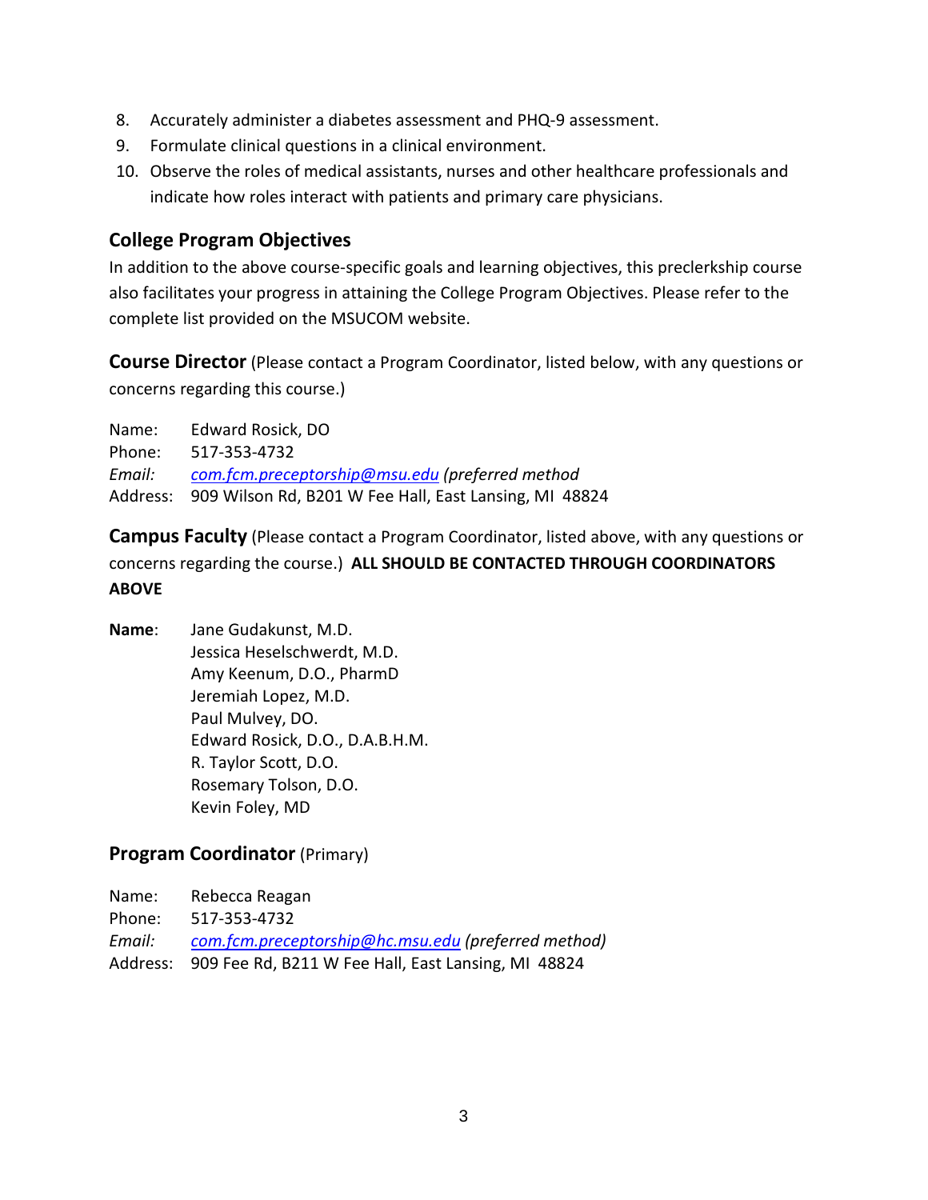8. Accurately administer a diabetes assessment and PHQ-9 assessment.
9. Formulate clinical questions in a clinical environment.
10. Observe the roles of medical assistants, nurses and other healthcare professionals and indicate how roles interact with patients and primary care physicians.

## College Program Objectives

In addition to the above course-specific goals and learning objectives, this preclerkship course also facilitates your progress in attaining the College Program Objectives. Please refer to the complete list provided on the MSUCOM website.

**Course Director** (Please contact a Program Coordinator, listed below, with any questions or concerns regarding this course.)

Name: Edward Rosick, DO
Phone: 517-353-4732
*Email:* *com.fcm.preceptorship@msu.edu (preferred method*
Address: 909 Wilson Rd, B201 W Fee Hall, East Lansing, MI 48824

**Campus Faculty** (Please contact a Program Coordinator, listed above, with any questions or concerns regarding the course.) **ALL SHOULD BE CONTACTED THROUGH COORDINATORS ABOVE**

**Name**: Jane Gudakunst, M.D.
Jessica Heselschwerdt, M.D.
Amy Keenum, D.O., PharmD
Jeremiah Lopez, M.D.
Paul Mulvey, DO.
Edward Rosick, D.O., D.A.B.H.M.
R. Taylor Scott, D.O.
Rosemary Tolson, D.O.
Kevin Foley, MD

**Program Coordinator** (Primary)

Name: Rebecca Reagan
Phone: 517-353-4732
*Email:* *com.fcm.preceptorship@hc.msu.edu (preferred method)*
Address: 909 Fee Rd, B211 W Fee Hall, East Lansing, MI 48824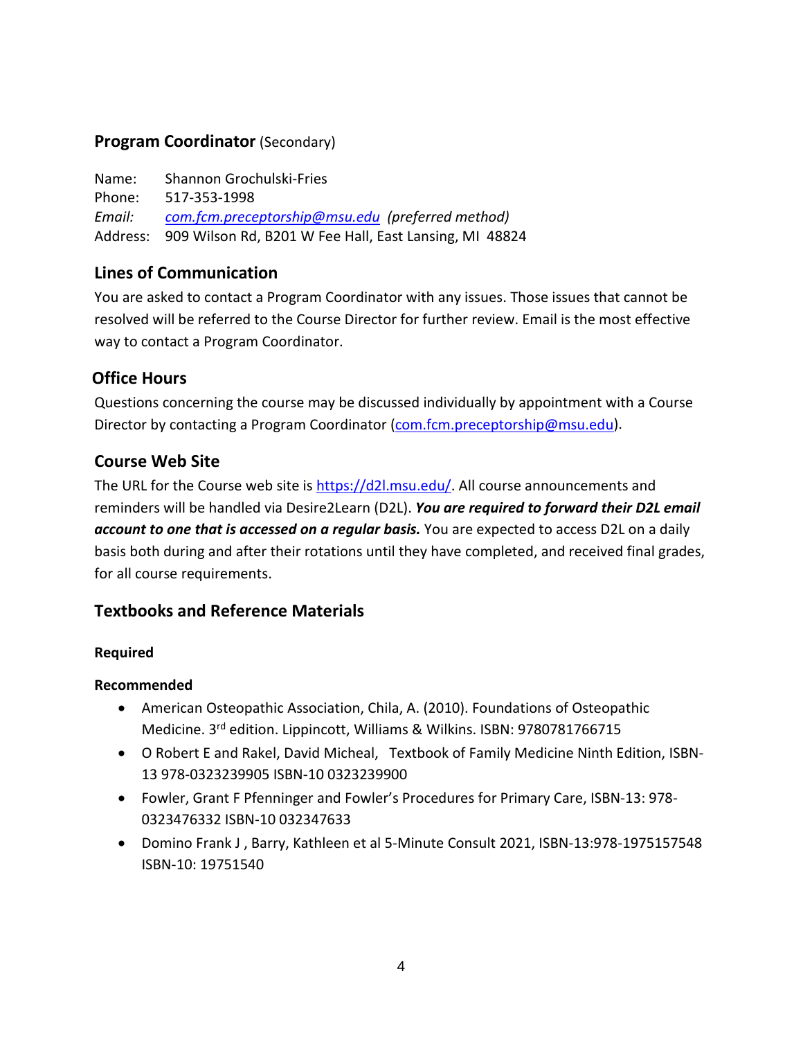## Program Coordinator (Secondary)

Name: Shannon Grochulski-Fries
Phone: 517-353-1998
*Email:* *com.fcm.preceptorship@msu.edu* *(preferred method)*
Address: 909 Wilson Rd, B201 W Fee Hall, East Lansing, MI 48824

## Lines of Communication

You are asked to contact a Program Coordinator with any issues. Those issues that cannot be resolved will be referred to the Course Director for further review. Email is the most effective way to contact a Program Coordinator.

## Office Hours

Questions concerning the course may be discussed individually by appointment with a Course Director by contacting a Program Coordinator (com.fcm.preceptorship@msu.edu).

## Course Web Site

The URL for the Course web site is https://d2l.msu.edu/. All course announcements and reminders will be handled via Desire2Learn (D2L). ***You are required to forward their D2L email account to one that is accessed on a regular basis.*** You are expected to access D2L on a daily basis both during and after their rotations until they have completed, and received final grades, for all course requirements.

## Textbooks and Reference Materials

### Required

### Recommended

- American Osteopathic Association, Chila, A. (2010). Foundations of Osteopathic Medicine. 3rd edition. Lippincott, Williams & Wilkins. ISBN: 9780781766715
- O Robert E and Rakel, David Micheal, Textbook of Family Medicine Ninth Edition, ISBN-13 978-0323239905 ISBN-10 0323239900
- Fowler, Grant F Pfenninger and Fowler's Procedures for Primary Care, ISBN-13: 978-0323476332 ISBN-10 032347633
- Domino Frank J , Barry, Kathleen et al 5-Minute Consult 2021, ISBN-13:978-1975157548 ISBN-10: 19751540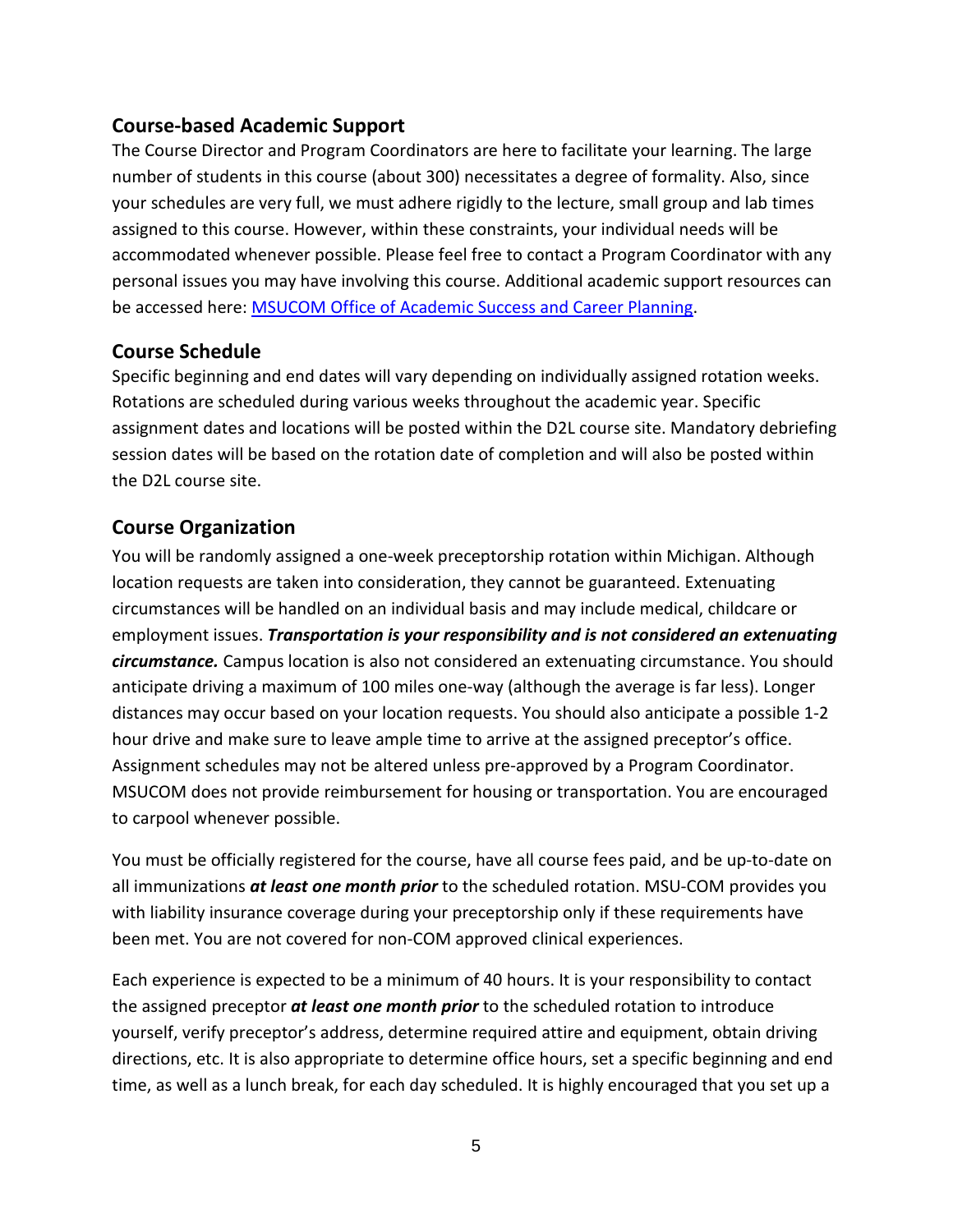## Course-based Academic Support

The Course Director and Program Coordinators are here to facilitate your learning. The large number of students in this course (about 300) necessitates a degree of formality. Also, since your schedules are very full, we must adhere rigidly to the lecture, small group and lab times assigned to this course. However, within these constraints, your individual needs will be accommodated whenever possible. Please feel free to contact a Program Coordinator with any personal issues you may have involving this course. Additional academic support resources can be accessed here: [MSUCOM Office of Academic Success and Career Planning](MSUCOM Office of Academic Success and Career Planning).

## Course Schedule

Specific beginning and end dates will vary depending on individually assigned rotation weeks. Rotations are scheduled during various weeks throughout the academic year. Specific assignment dates and locations will be posted within the D2L course site. Mandatory debriefing session dates will be based on the rotation date of completion and will also be posted within the D2L course site.

## Course Organization

You will be randomly assigned a one-week preceptorship rotation within Michigan. Although location requests are taken into consideration, they cannot be guaranteed. Extenuating circumstances will be handled on an individual basis and may include medical, childcare or employment issues. ***Transportation is your responsibility and is not considered an extenuating circumstance.*** Campus location is also not considered an extenuating circumstance. You should anticipate driving a maximum of 100 miles one-way (although the average is far less). Longer distances may occur based on your location requests. You should also anticipate a possible 1-2 hour drive and make sure to leave ample time to arrive at the assigned preceptor's office. Assignment schedules may not be altered unless pre-approved by a Program Coordinator. MSUCOM does not provide reimbursement for housing or transportation. You are encouraged to carpool whenever possible.

You must be officially registered for the course, have all course fees paid, and be up-to-date on all immunizations ***at least one month prior*** to the scheduled rotation. MSU-COM provides you with liability insurance coverage during your preceptorship only if these requirements have been met. You are not covered for non-COM approved clinical experiences.

Each experience is expected to be a minimum of 40 hours. It is your responsibility to contact the assigned preceptor ***at least one month prior*** to the scheduled rotation to introduce yourself, verify preceptor's address, determine required attire and equipment, obtain driving directions, etc. It is also appropriate to determine office hours, set a specific beginning and end time, as well as a lunch break, for each day scheduled. It is highly encouraged that you set up a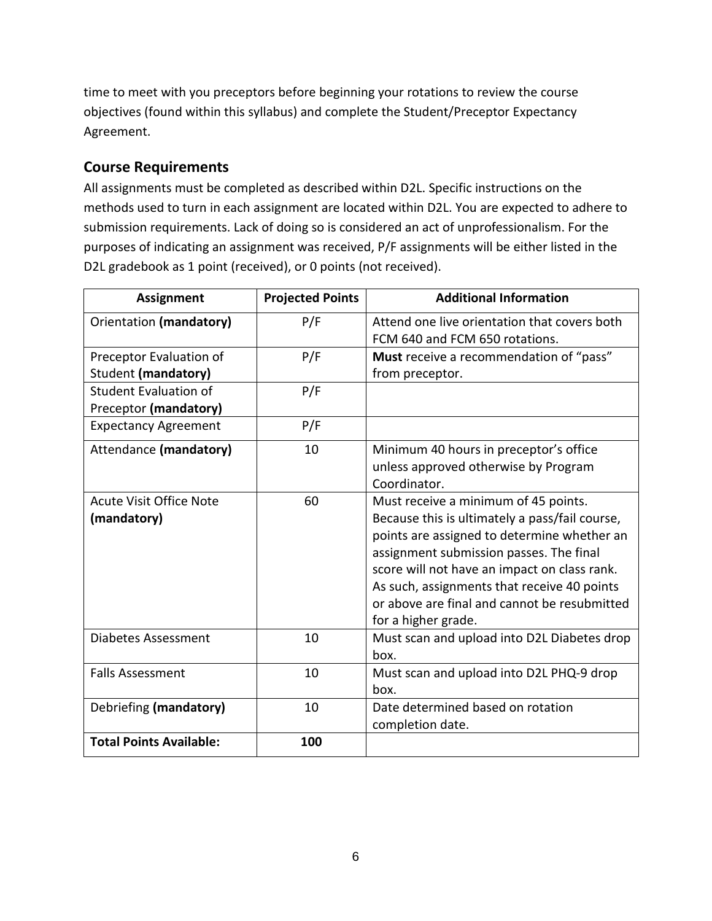time to meet with you preceptors before beginning your rotations to review the course objectives (found within this syllabus) and complete the Student/Preceptor Expectancy Agreement.

## Course Requirements

All assignments must be completed as described within D2L. Specific instructions on the methods used to turn in each assignment are located within D2L. You are expected to adhere to submission requirements. Lack of doing so is considered an act of unprofessionalism. For the purposes of indicating an assignment was received, P/F assignments will be either listed in the D2L gradebook as 1 point (received), or 0 points (not received).

| Assignment | Projected Points | Additional Information |
| --- | --- | --- |
| Orientation **(mandatory)** | P/F | Attend one live orientation that covers both FCM 640 and FCM 650 rotations. |
| Preceptor Evaluation of Student **(mandatory)** | P/F | **Must** receive a recommendation of "pass" from preceptor. |
| Student Evaluation of Preceptor **(mandatory)** | P/F | |
| Expectancy Agreement | P/F | |
| Attendance **(mandatory)** | 10 | Minimum 40 hours in preceptor's office unless approved otherwise by Program Coordinator. |
| Acute Visit Office Note **(mandatory)** | 60 | Must receive a minimum of 45 points. Because this is ultimately a pass/fail course, points are assigned to determine whether an assignment submission passes. The final score will not have an impact on class rank. As such, assignments that receive 40 points or above are final and cannot be resubmitted for a higher grade. |
| Diabetes Assessment | 10 | Must scan and upload into D2L Diabetes drop box. |
| Falls Assessment | 10 | Must scan and upload into D2L PHQ-9 drop box. |
| Debriefing **(mandatory)** | 10 | Date determined based on rotation completion date. |
| **Total Points Available:** | **100** | |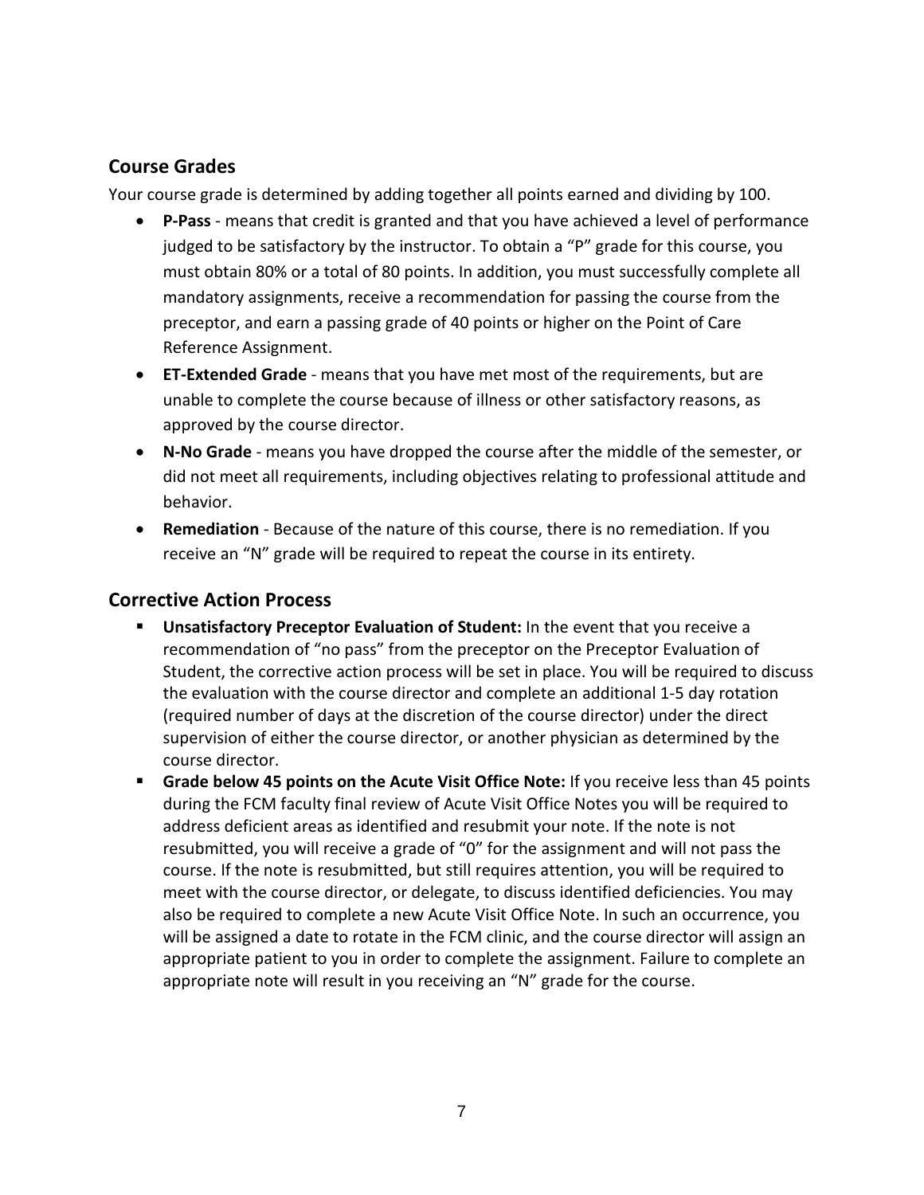## Course Grades

Your course grade is determined by adding together all points earned and dividing by 100.

- **P-Pass** - means that credit is granted and that you have achieved a level of performance judged to be satisfactory by the instructor. To obtain a "P" grade for this course, you must obtain 80% or a total of 80 points. In addition, you must successfully complete all mandatory assignments, receive a recommendation for passing the course from the preceptor, and earn a passing grade of 40 points or higher on the Point of Care Reference Assignment.
- **ET-Extended Grade** - means that you have met most of the requirements, but are unable to complete the course because of illness or other satisfactory reasons, as approved by the course director.
- **N-No Grade** - means you have dropped the course after the middle of the semester, or did not meet all requirements, including objectives relating to professional attitude and behavior.
- **Remediation** - Because of the nature of this course, there is no remediation. If you receive an "N" grade will be required to repeat the course in its entirety.

## Corrective Action Process

- **Unsatisfactory Preceptor Evaluation of Student:** In the event that you receive a recommendation of "no pass" from the preceptor on the Preceptor Evaluation of Student, the corrective action process will be set in place. You will be required to discuss the evaluation with the course director and complete an additional 1-5 day rotation (required number of days at the discretion of the course director) under the direct supervision of either the course director, or another physician as determined by the course director.
- **Grade below 45 points on the Acute Visit Office Note:** If you receive less than 45 points during the FCM faculty final review of Acute Visit Office Notes you will be required to address deficient areas as identified and resubmit your note. If the note is not resubmitted, you will receive a grade of "0" for the assignment and will not pass the course. If the note is resubmitted, but still requires attention, you will be required to meet with the course director, or delegate, to discuss identified deficiencies. You may also be required to complete a new Acute Visit Office Note. In such an occurrence, you will be assigned a date to rotate in the FCM clinic, and the course director will assign an appropriate patient to you in order to complete the assignment. Failure to complete an appropriate note will result in you receiving an "N" grade for the course.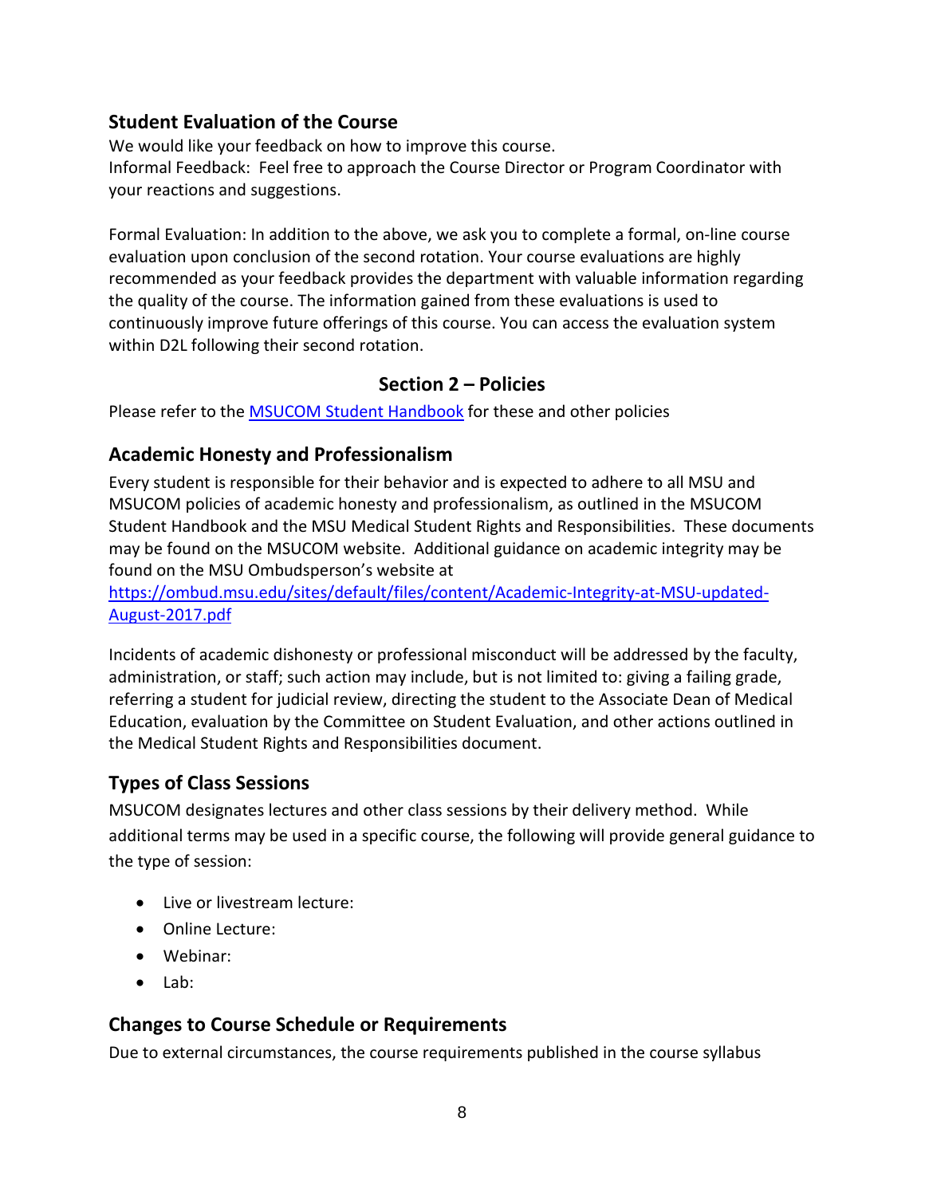## Student Evaluation of the Course

We would like your feedback on how to improve this course.
Informal Feedback: Feel free to approach the Course Director or Program Coordinator with your reactions and suggestions.

Formal Evaluation: In addition to the above, we ask you to complete a formal, on-line course evaluation upon conclusion of the second rotation. Your course evaluations are highly recommended as your feedback provides the department with valuable information regarding the quality of the course. The information gained from these evaluations is used to continuously improve future offerings of this course. You can access the evaluation system within D2L following their second rotation.

# Section 2 – Policies

Please refer to the [MSUCOM Student Handbook]() for these and other policies

## Academic Honesty and Professionalism

Every student is responsible for their behavior and is expected to adhere to all MSU and MSUCOM policies of academic honesty and professionalism, as outlined in the MSUCOM Student Handbook and the MSU Medical Student Rights and Responsibilities. These documents may be found on the MSUCOM website. Additional guidance on academic integrity may be found on the MSU Ombudsperson's website at [https://ombud.msu.edu/sites/default/files/content/Academic-Integrity-at-MSU-updated-August-2017.pdf](https://ombud.msu.edu/sites/default/files/content/Academic-Integrity-at-MSU-updated-August-2017.pdf)

Incidents of academic dishonesty or professional misconduct will be addressed by the faculty, administration, or staff; such action may include, but is not limited to: giving a failing grade, referring a student for judicial review, directing the student to the Associate Dean of Medical Education, evaluation by the Committee on Student Evaluation, and other actions outlined in the Medical Student Rights and Responsibilities document.

## Types of Class Sessions

MSUCOM designates lectures and other class sessions by their delivery method. While additional terms may be used in a specific course, the following will provide general guidance to the type of session:

- Live or livestream lecture:
- Online Lecture:
- Webinar:
- Lab:

## Changes to Course Schedule or Requirements

Due to external circumstances, the course requirements published in the course syllabus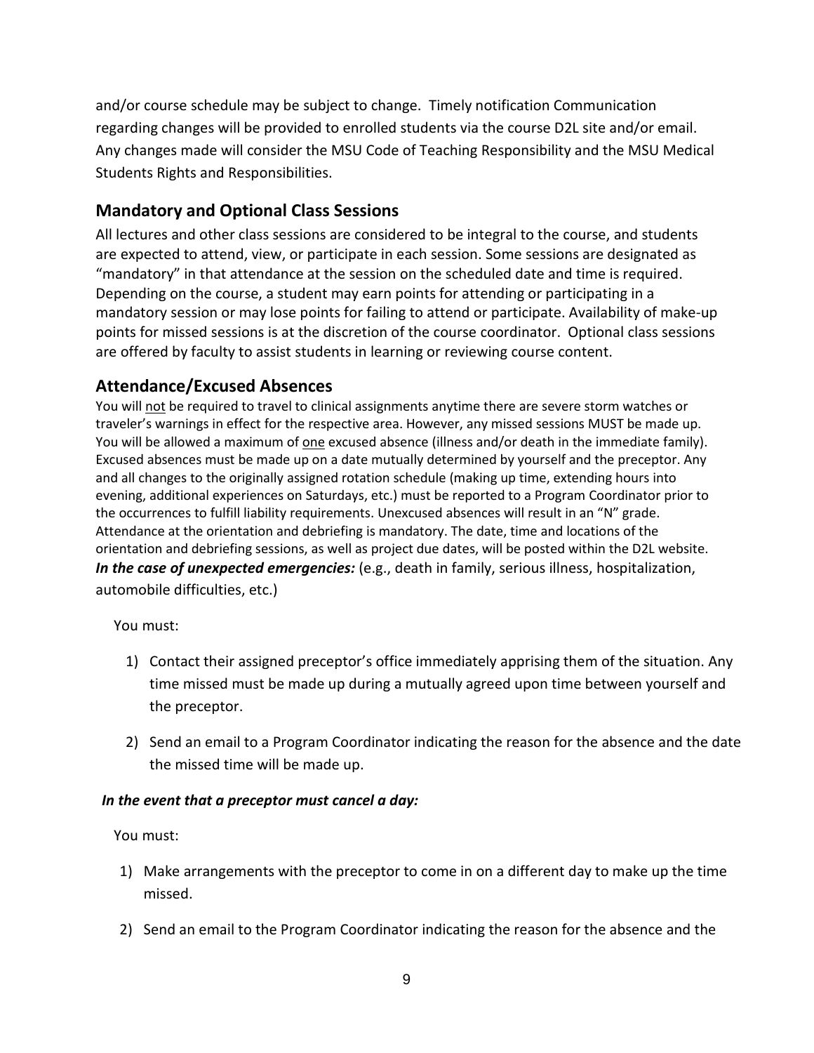and/or course schedule may be subject to change. Timely notification Communication regarding changes will be provided to enrolled students via the course D2L site and/or email. Any changes made will consider the MSU Code of Teaching Responsibility and the MSU Medical Students Rights and Responsibilities.

## Mandatory and Optional Class Sessions

All lectures and other class sessions are considered to be integral to the course, and students are expected to attend, view, or participate in each session. Some sessions are designated as "mandatory" in that attendance at the session on the scheduled date and time is required. Depending on the course, a student may earn points for attending or participating in a mandatory session or may lose points for failing to attend or participate. Availability of make-up points for missed sessions is at the discretion of the course coordinator. Optional class sessions are offered by faculty to assist students in learning or reviewing course content.

## Attendance/Excused Absences

You will not be required to travel to clinical assignments anytime there are severe storm watches or traveler's warnings in effect for the respective area. However, any missed sessions MUST be made up. You will be allowed a maximum of one excused absence (illness and/or death in the immediate family). Excused absences must be made up on a date mutually determined by yourself and the preceptor. Any and all changes to the originally assigned rotation schedule (making up time, extending hours into evening, additional experiences on Saturdays, etc.) must be reported to a Program Coordinator prior to the occurrences to fulfill liability requirements. Unexcused absences will result in an "N" grade. Attendance at the orientation and debriefing is mandatory. The date, time and locations of the orientation and debriefing sessions, as well as project due dates, will be posted within the D2L website.

***In the case of unexpected emergencies:*** (e.g., death in family, serious illness, hospitalization, automobile difficulties, etc.)

You must:

1) Contact their assigned preceptor's office immediately apprising them of the situation. Any time missed must be made up during a mutually agreed upon time between yourself and the preceptor.
2) Send an email to a Program Coordinator indicating the reason for the absence and the date the missed time will be made up.

***In the event that a preceptor must cancel a day:***

You must:

1) Make arrangements with the preceptor to come in on a different day to make up the time missed.
2) Send an email to the Program Coordinator indicating the reason for the absence and the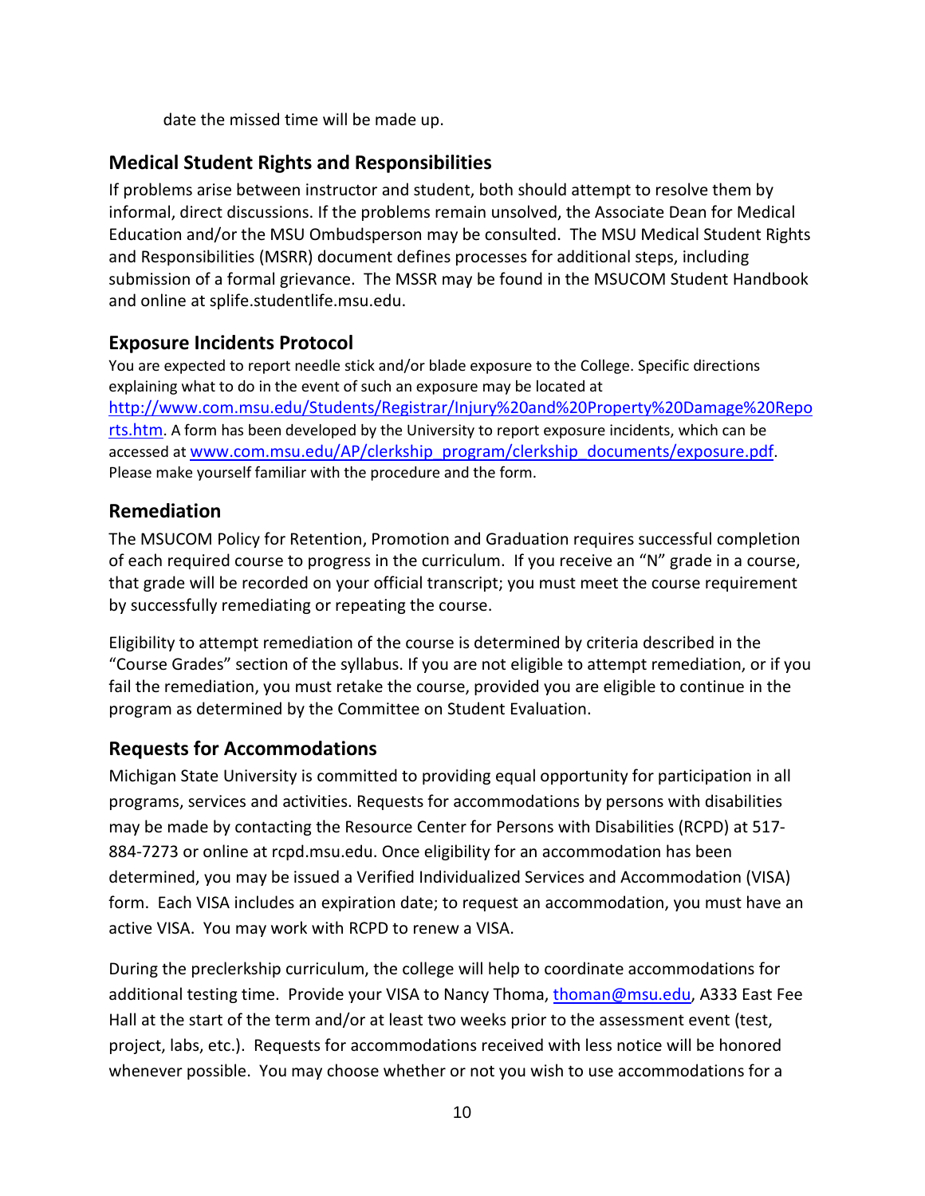date the missed time will be made up.

## Medical Student Rights and Responsibilities

If problems arise between instructor and student, both should attempt to resolve them by informal, direct discussions. If the problems remain unsolved, the Associate Dean for Medical Education and/or the MSU Ombudsperson may be consulted. The MSU Medical Student Rights and Responsibilities (MSRR) document defines processes for additional steps, including submission of a formal grievance. The MSSR may be found in the MSUCOM Student Handbook and online at splife.studentlife.msu.edu.

## Exposure Incidents Protocol

You are expected to report needle stick and/or blade exposure to the College. Specific directions explaining what to do in the event of such an exposure may be located at [http://www.com.msu.edu/Students/Registrar/Injury%20and%20Property%20Damage%20Reports.htm](http://www.com.msu.edu/Students/Registrar/Injury%20and%20Property%20Damage%20Reports.htm). A form has been developed by the University to report exposure incidents, which can be accessed at [www.com.msu.edu/AP/clerkship_program/clerkship_documents/exposure.pdf](www.com.msu.edu/AP/clerkship_program/clerkship_documents/exposure.pdf). Please make yourself familiar with the procedure and the form.

## Remediation

The MSUCOM Policy for Retention, Promotion and Graduation requires successful completion of each required course to progress in the curriculum. If you receive an "N" grade in a course, that grade will be recorded on your official transcript; you must meet the course requirement by successfully remediating or repeating the course.

Eligibility to attempt remediation of the course is determined by criteria described in the "Course Grades" section of the syllabus. If you are not eligible to attempt remediation, or if you fail the remediation, you must retake the course, provided you are eligible to continue in the program as determined by the Committee on Student Evaluation.

## Requests for Accommodations

Michigan State University is committed to providing equal opportunity for participation in all programs, services and activities. Requests for accommodations by persons with disabilities may be made by contacting the Resource Center for Persons with Disabilities (RCPD) at 517-884-7273 or online at rcpd.msu.edu. Once eligibility for an accommodation has been determined, you may be issued a Verified Individualized Services and Accommodation (VISA) form. Each VISA includes an expiration date; to request an accommodation, you must have an active VISA. You may work with RCPD to renew a VISA.

During the preclerkship curriculum, the college will help to coordinate accommodations for additional testing time. Provide your VISA to Nancy Thoma, [thoman@msu.edu](mailto:thoman@msu.edu), A333 East Fee Hall at the start of the term and/or at least two weeks prior to the assessment event (test, project, labs, etc.). Requests for accommodations received with less notice will be honored whenever possible. You may choose whether or not you wish to use accommodations for a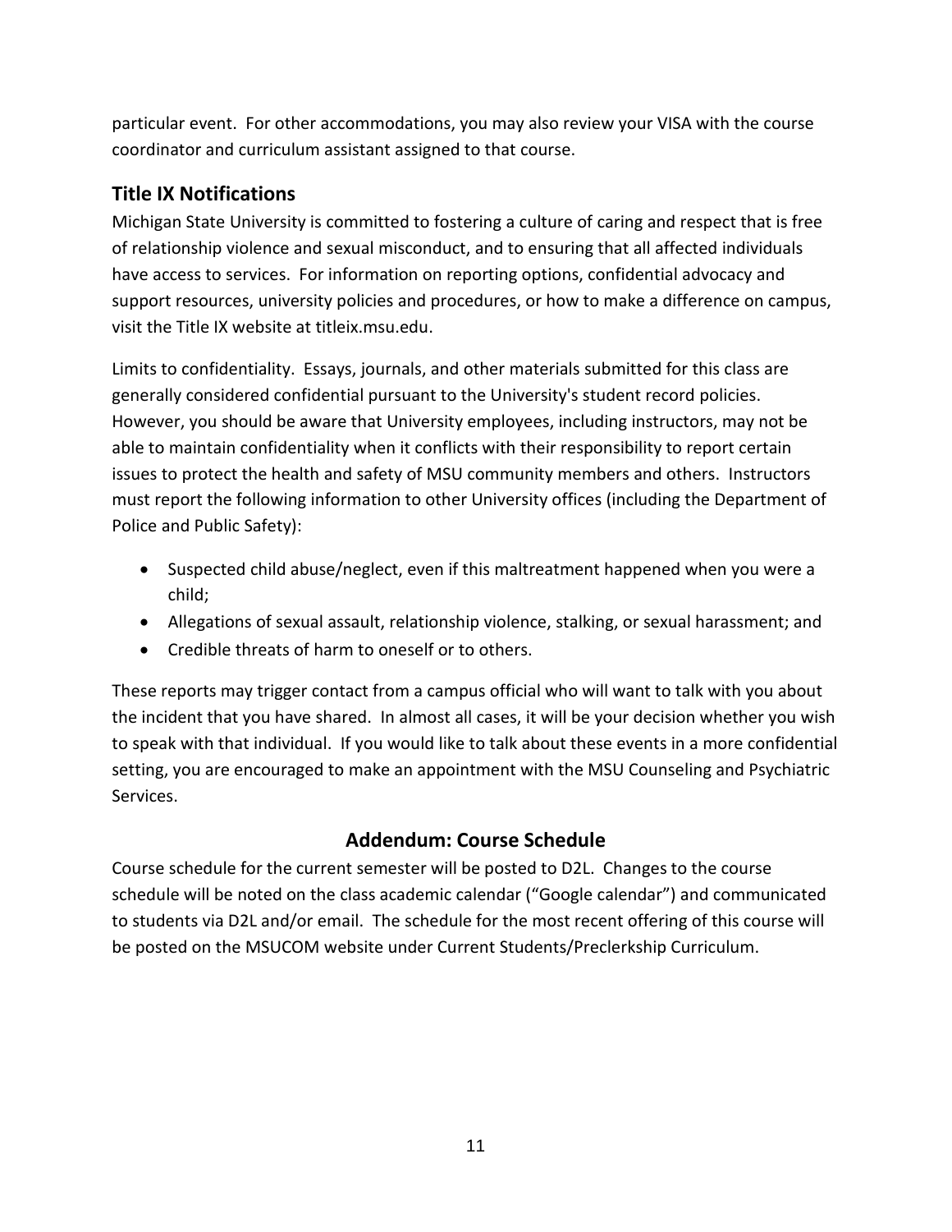particular event. For other accommodations, you may also review your VISA with the course coordinator and curriculum assistant assigned to that course.

## Title IX Notifications

Michigan State University is committed to fostering a culture of caring and respect that is free of relationship violence and sexual misconduct, and to ensuring that all affected individuals have access to services. For information on reporting options, confidential advocacy and support resources, university policies and procedures, or how to make a difference on campus, visit the Title IX website at titleix.msu.edu.

Limits to confidentiality. Essays, journals, and other materials submitted for this class are generally considered confidential pursuant to the University's student record policies. However, you should be aware that University employees, including instructors, may not be able to maintain confidentiality when it conflicts with their responsibility to report certain issues to protect the health and safety of MSU community members and others. Instructors must report the following information to other University offices (including the Department of Police and Public Safety):

- Suspected child abuse/neglect, even if this maltreatment happened when you were a child;
- Allegations of sexual assault, relationship violence, stalking, or sexual harassment; and
- Credible threats of harm to oneself or to others.

These reports may trigger contact from a campus official who will want to talk with you about the incident that you have shared. In almost all cases, it will be your decision whether you wish to speak with that individual. If you would like to talk about these events in a more confidential setting, you are encouraged to make an appointment with the MSU Counseling and Psychiatric Services.

## Addendum: Course Schedule

Course schedule for the current semester will be posted to D2L. Changes to the course schedule will be noted on the class academic calendar (“Google calendar”) and communicated to students via D2L and/or email. The schedule for the most recent offering of this course will be posted on the MSUCOM website under Current Students/Preclerkship Curriculum.